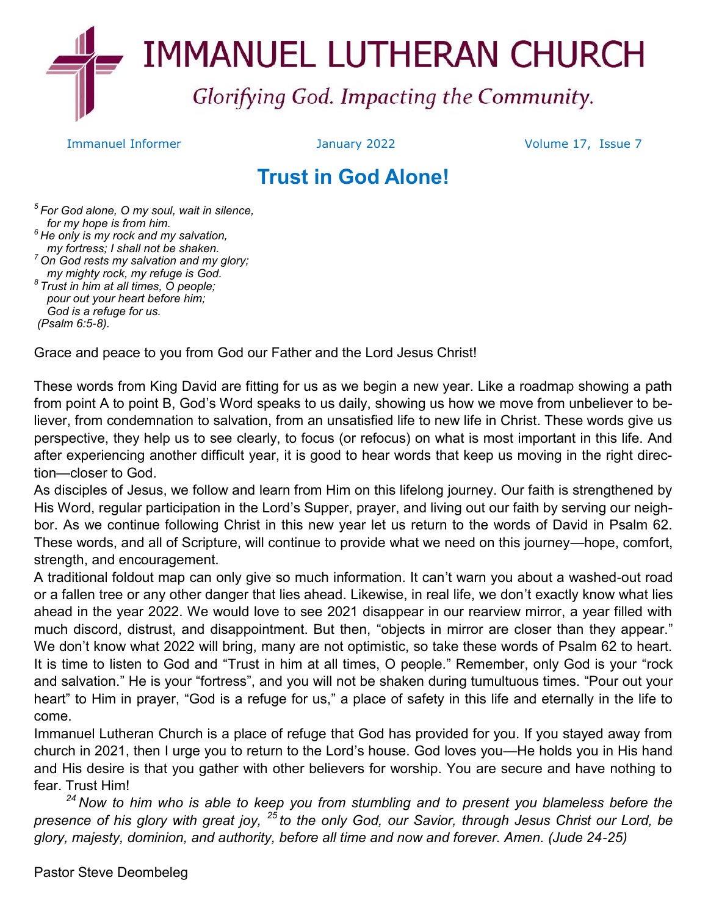# IMMANUEL LUTHERAN CHURCH

*Glorifying God. Impacting the Community.*

Immanuel Informer | January 2022 | Volume 17, Issue 7

## Trust in God Alone!

*[5] For God alone, O my soul, wait in silence,*
*for my hope is from him.*
*[6] He only is my rock and my salvation,*
*my fortress; I shall not be shaken.*
*[7] On God rests my salvation and my glory;*
*my mighty rock, my refuge is God.*
*[8] Trust in him at all times, O people;*
*pour out your heart before him;*
*God is a refuge for us.*
*(Psalm 6:5-8).*

Grace and peace to you from God our Father and the Lord Jesus Christ!

These words from King David are fitting for us as we begin a new year. Like a roadmap showing a path from point A to point B, God's Word speaks to us daily, showing us how we move from unbeliever to believer, from condemnation to salvation, from an unsatisfied life to new life in Christ. These words give us perspective, they help us to see clearly, to focus (or refocus) on what is most important in this life. And after experiencing another difficult year, it is good to hear words that keep us moving in the right direction—closer to God.

As disciples of Jesus, we follow and learn from Him on this lifelong journey. Our faith is strengthened by His Word, regular participation in the Lord's Supper, prayer, and living out our faith by serving our neighbor. As we continue following Christ in this new year let us return to the words of David in Psalm 62. These words, and all of Scripture, will continue to provide what we need on this journey—hope, comfort, strength, and encouragement.

A traditional foldout map can only give so much information. It can't warn you about a washed-out road or a fallen tree or any other danger that lies ahead. Likewise, in real life, we don't exactly know what lies ahead in the year 2022. We would love to see 2021 disappear in our rearview mirror, a year filled with much discord, distrust, and disappointment. But then, "objects in mirror are closer than they appear." We don't know what 2022 will bring, many are not optimistic, so take these words of Psalm 62 to heart. It is time to listen to God and "Trust in him at all times, O people." Remember, only God is your "rock and salvation." He is your "fortress", and you will not be shaken during tumultuous times. "Pour out your heart" to Him in prayer, "God is a refuge for us," a place of safety in this life and eternally in the life to come.

Immanuel Lutheran Church is a place of refuge that God has provided for you. If you stayed away from church in 2021, then I urge you to return to the Lord's house. God loves you—He holds you in His hand and His desire is that you gather with other believers for worship. You are secure and have nothing to fear. Trust Him!

*[24] Now to him who is able to keep you from stumbling and to present you blameless before the presence of his glory with great joy, [25] to the only God, our Savior, through Jesus Christ our Lord, be glory, majesty, dominion, and authority, before all time and now and forever. Amen. (Jude 24-25)*

Pastor Steve Deombeleg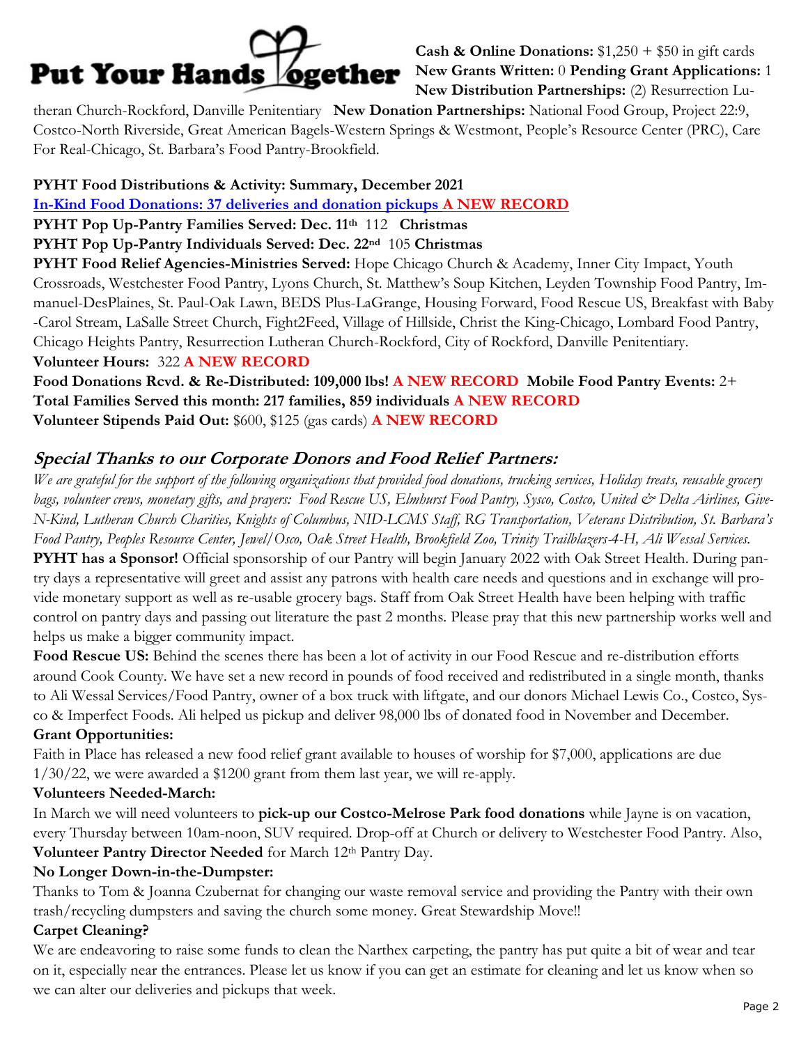# Put Your Hands Together

**Cash & Online Donations:** $1,250 + $50 in gift cards **New Grants Written:** 0 **Pending Grant Applications:** 1 **New Distribution Partnerships:** (2) Resurrection Lutheran Church-Rockford, Danville Penitentiary **New Donation Partnerships:** National Food Group, Project 22:9, Costco-North Riverside, Great American Bagels-Western Springs & Westmont, People's Resource Center (PRC), Care For Real-Chicago, St. Barbara's Food Pantry-Brookfield.

**PYHT Food Distributions & Activity: Summary, December 2021**

**In-Kind Food Donations: 37 deliveries and donation pickups A NEW RECORD**

**PYHT Pop Up-Pantry Families Served: Dec. 11th** 112 **Christmas**

**PYHT Pop Up-Pantry Individuals Served: Dec. 22nd** 105 **Christmas**

**PYHT Food Relief Agencies-Ministries Served:** Hope Chicago Church & Academy, Inner City Impact, Youth Crossroads, Westchester Food Pantry, Lyons Church, St. Matthew's Soup Kitchen, Leyden Township Food Pantry, Immanuel-DesPlaines, St. Paul-Oak Lawn, BEDS Plus-LaGrange, Housing Forward, Food Rescue US, Breakfast with Baby-Carol Stream, LaSalle Street Church, Fight2Feed, Village of Hillside, Christ the King-Chicago, Lombard Food Pantry, Chicago Heights Pantry, Resurrection Lutheran Church-Rockford, City of Rockford, Danville Penitentiary.

**Volunteer Hours:** 322 **A NEW RECORD**

**Food Donations Rcvd. & Re-Distributed: 109,000 lbs! A NEW RECORD Mobile Food Pantry Events:** 2+

**Total Families Served this month: 217 families, 859 individuals A NEW RECORD**

**Volunteer Stipends Paid Out:** $600, $125 (gas cards) **A NEW RECORD**

## Special Thanks to our Corporate Donors and Food Relief Partners:

*We are grateful for the support of the following organizations that provided food donations, trucking services, Holiday treats, reusable grocery bags, volunteer crews, monetary gifts, and prayers: Food Rescue US, Elmhurst Food Pantry, Sysco, Costco, United & Delta Airlines, Give-N-Kind, Lutheran Church Charities, Knights of Columbus, NID-LCMS Staff, RG Transportation, Veterans Distribution, St. Barbara's Food Pantry, Peoples Resource Center, Jewel/Osco, Oak Street Health, Brookfield Zoo, Trinity Trailblazers-4-H, Ali Wessal Services.*

**PYHT has a Sponsor!** Official sponsorship of our Pantry will begin January 2022 with Oak Street Health. During pantry days a representative will greet and assist any patrons with health care needs and questions and in exchange will provide monetary support as well as re-usable grocery bags. Staff from Oak Street Health have been helping with traffic control on pantry days and passing out literature the past 2 months. Please pray that this new partnership works well and helps us make a bigger community impact.

**Food Rescue US:** Behind the scenes there has been a lot of activity in our Food Rescue and re-distribution efforts around Cook County. We have set a new record in pounds of food received and redistributed in a single month, thanks to Ali Wessal Services/Food Pantry, owner of a box truck with liftgate, and our donors Michael Lewis Co., Costco, Sysco & Imperfect Foods. Ali helped us pickup and deliver 98,000 lbs of donated food in November and December.

**Grant Opportunities:**

Faith in Place has released a new food relief grant available to houses of worship for $7,000, applications are due 1/30/22, we were awarded a $1200 grant from them last year, we will re-apply.

**Volunteers Needed-March:**

In March we will need volunteers to **pick-up our Costco-Melrose Park food donations** while Jayne is on vacation, every Thursday between 10am-noon, SUV required. Drop-off at Church or delivery to Westchester Food Pantry. Also, **Volunteer Pantry Director Needed** for March 12th Pantry Day.

**No Longer Down-in-the-Dumpster:**

Thanks to Tom & Joanna Czubernat for changing our waste removal service and providing the Pantry with their own trash/recycling dumpsters and saving the church some money. Great Stewardship Move!!

**Carpet Cleaning?**

We are endeavoring to raise some funds to clean the Narthex carpeting, the pantry has put quite a bit of wear and tear on it, especially near the entrances. Please let us know if you can get an estimate for cleaning and let us know when so we can alter our deliveries and pickups that week.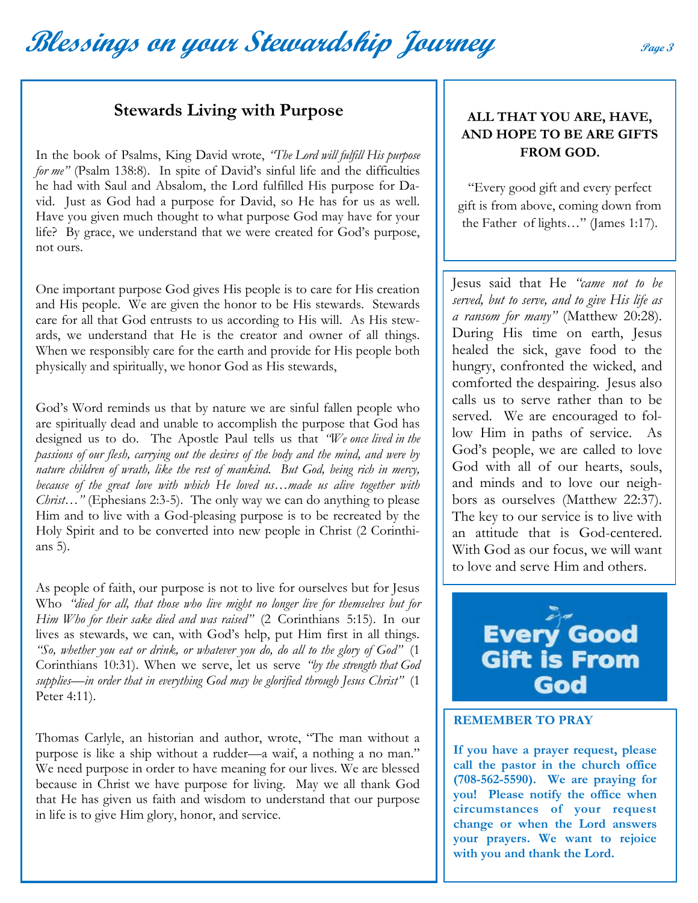## Stewards Living with Purpose

In the book of Psalms, King David wrote, *"The Lord will fulfill His purpose for me"* (Psalm 138:8). In spite of David's sinful life and the difficulties he had with Saul and Absalom, the Lord fulfilled His purpose for David. Just as God had a purpose for David, so He has for us as well. Have you given much thought to what purpose God may have for your life? By grace, we understand that we were created for God's purpose, not ours.

One important purpose God gives His people is to care for His creation and His people. We are given the honor to be His stewards. Stewards care for all that God entrusts to us according to His will. As His stewards, we understand that He is the creator and owner of all things. When we responsibly care for the earth and provide for His people both physically and spiritually, we honor God as His stewards,

God's Word reminds us that by nature we are sinful fallen people who are spiritually dead and unable to accomplish the purpose that God has designed us to do. The Apostle Paul tells us that *"We once lived in the passions of our flesh, carrying out the desires of the body and the mind, and were by nature children of wrath, like the rest of mankind. But God, being rich in mercy, because of the great love with which He loved us…made us alive together with Christ…"* (Ephesians 2:3-5). The only way we can do anything to please Him and to live with a God-pleasing purpose is to be recreated by the Holy Spirit and to be converted into new people in Christ (2 Corinthians 5).

As people of faith, our purpose is not to live for ourselves but for Jesus Who *"died for all, that those who live might no longer live for themselves but for Him Who for their sake died and was raised"* (2 Corinthians 5:15). In our lives as stewards, we can, with God's help, put Him first in all things. *"So, whether you eat or drink, or whatever you do, do all to the glory of God"* (1 Corinthians 10:31). When we serve, let us serve *"by the strength that God supplies—in order that in everything God may be glorified through Jesus Christ"* (1 Peter 4:11).

Thomas Carlyle, an historian and author, wrote, "The man without a purpose is like a ship without a rudder—a waif, a nothing a no man." We need purpose in order to have meaning for our lives. We are blessed because in Christ we have purpose for living. May we all thank God that He has given us faith and wisdom to understand that our purpose in life is to give Him glory, honor, and service.

**ALL THAT YOU ARE, HAVE, AND HOPE TO BE ARE GIFTS FROM GOD.**

"Every good gift and every perfect gift is from above, coming down from the Father of lights…" (James 1:17).

Jesus said that He *"came not to be served, but to serve, and to give His life as a ransom for many"* (Matthew 20:28). During His time on earth, Jesus healed the sick, gave food to the hungry, confronted the wicked, and comforted the despairing. Jesus also calls us to serve rather than to be served. We are encouraged to follow Him in paths of service. As God's people, we are called to love God with all of our hearts, souls, and minds and to love our neighbors as ourselves (Matthew 22:37). The key to our service is to live with an attitude that is God-centered. With God as our focus, we will want to love and serve Him and others.

**Every Good Gift is From God**

**REMEMBER TO PRAY**

**If you have a prayer request, please call the pastor in the church office (708-562-5590). We are praying for you! Please notify the office when circumstances of your request change or when the Lord answers your prayers. We want to rejoice with you and thank the Lord.**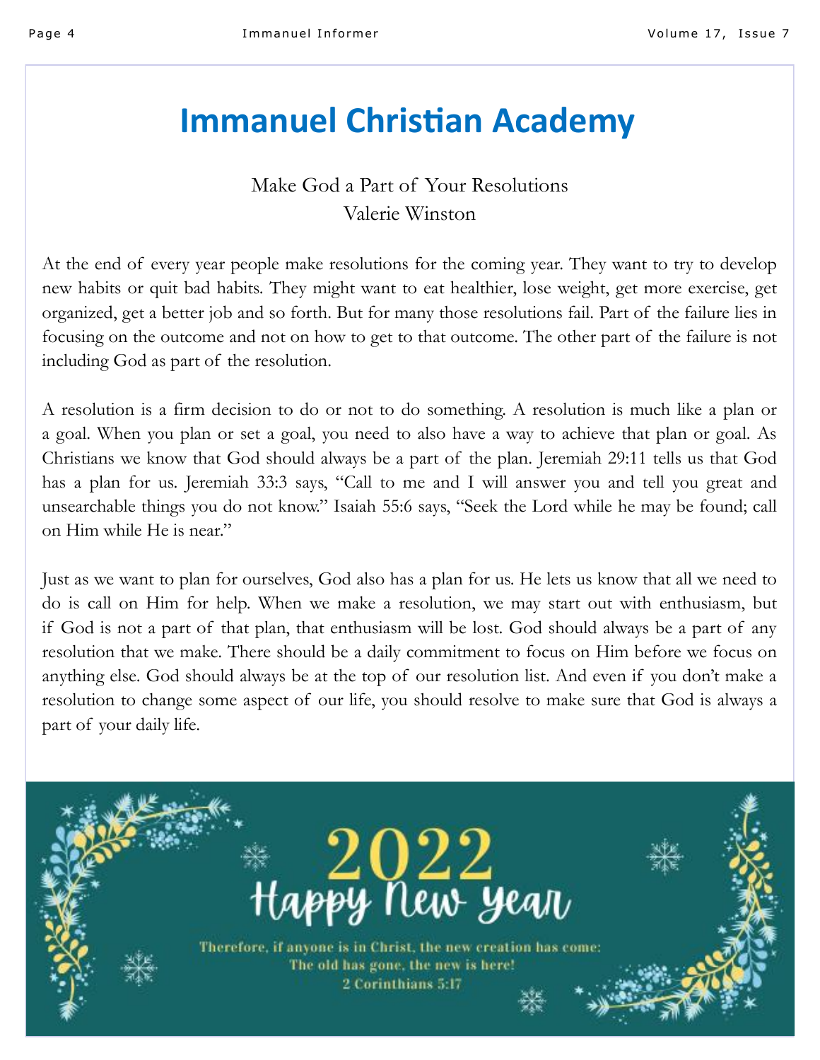# Immanuel Christian Academy

Make God a Part of Your Resolutions
Valerie Winston

At the end of every year people make resolutions for the coming year. They want to try to develop new habits or quit bad habits. They might want to eat healthier, lose weight, get more exercise, get organized, get a better job and so forth. But for many those resolutions fail. Part of the failure lies in focusing on the outcome and not on how to get to that outcome. The other part of the failure is not including God as part of the resolution.

A resolution is a firm decision to do or not to do something. A resolution is much like a plan or a goal. When you plan or set a goal, you need to also have a way to achieve that plan or goal. As Christians we know that God should always be a part of the plan. Jeremiah 29:11 tells us that God has a plan for us. Jeremiah 33:3 says, "Call to me and I will answer you and tell you great and unsearchable things you do not know." Isaiah 55:6 says, "Seek the Lord while he may be found; call on Him while He is near."

Just as we want to plan for ourselves, God also has a plan for us. He lets us know that all we need to do is call on Him for help. When we make a resolution, we may start out with enthusiasm, but if God is not a part of that plan, that enthusiasm will be lost. God should always be a part of any resolution that we make. There should be a daily commitment to focus on Him before we focus on anything else. God should always be at the top of our resolution list. And even if you don't make a resolution to change some aspect of our life, you should resolve to make sure that God is always a part of your daily life.

2022
Happy New Year

Therefore, if anyone is in Christ, the new creation has come:
The old has gone, the new is here!
2 Corinthians 5:17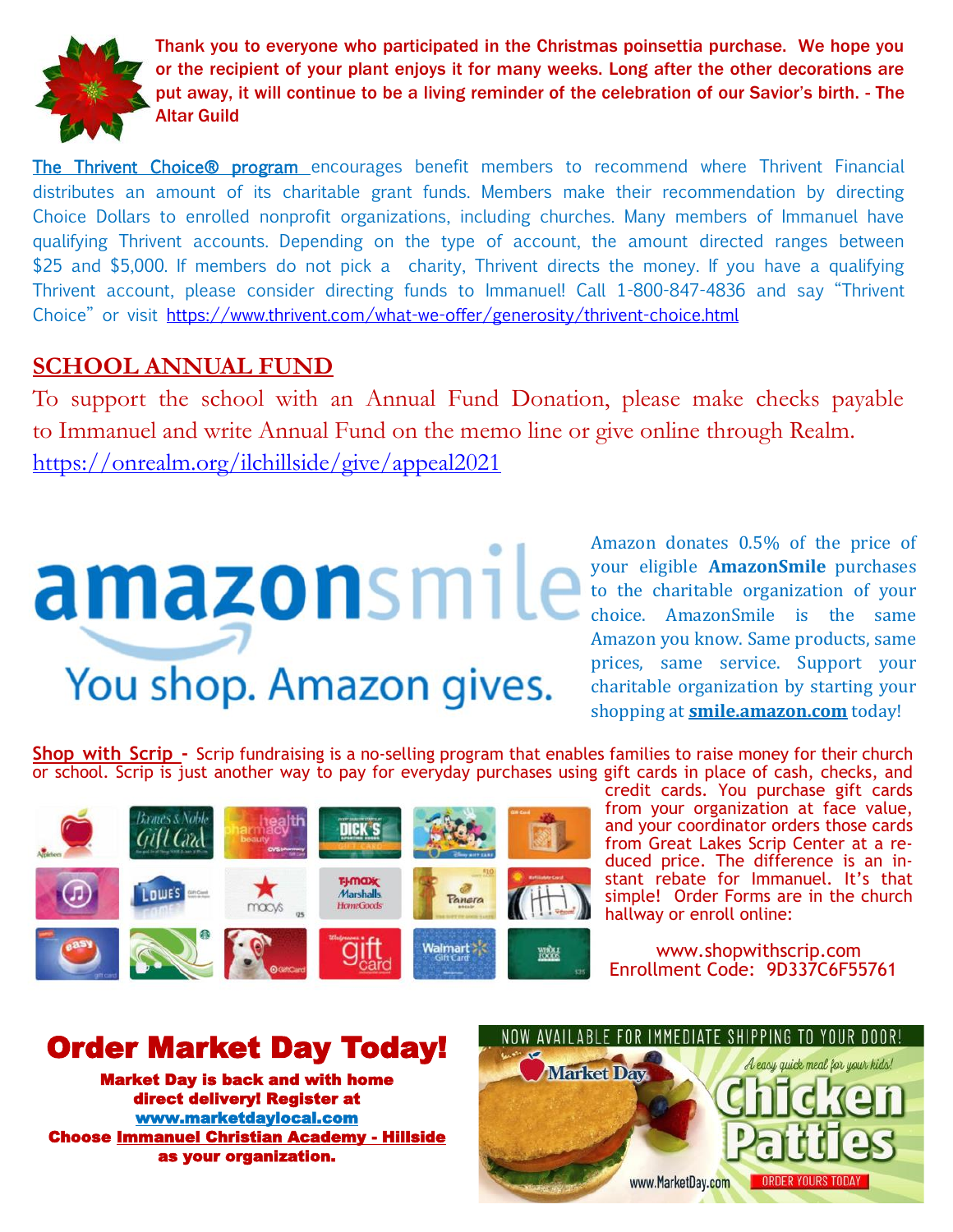Thank you to everyone who participated in the Christmas poinsettia purchase. We hope you or the recipient of your plant enjoys it for many weeks. Long after the other decorations are put away, it will continue to be a living reminder of the celebration of our Savior's birth. - The Altar Guild

The Thrivent Choice® program encourages benefit members to recommend where Thrivent Financial distributes an amount of its charitable grant funds. Members make their recommendation by directing Choice Dollars to enrolled nonprofit organizations, including churches. Many members of Immanuel have qualifying Thrivent accounts. Depending on the type of account, the amount directed ranges between $25 and $5,000. If members do not pick a charity, Thrivent directs the money. If you have a qualifying Thrivent account, please consider directing funds to Immanuel! Call 1-800-847-4836 and say "Thrivent Choice" or visit https://www.thrivent.com/what-we-offer/generosity/thrivent-choice.html

## SCHOOL ANNUAL FUND

To support the school with an Annual Fund Donation, please make checks payable to Immanuel and write Annual Fund on the memo line or give online through Realm. https://onrealm.org/ilchillside/give/appeal2021

amazonsmile
You shop. Amazon gives.

Amazon donates 0.5% of the price of your eligible **AmazonSmile** purchases to the charitable organization of your choice. AmazonSmile is the same Amazon you know. Same products, same prices, same service. Support your charitable organization by starting your shopping at **smile.amazon.com** today!

**Shop with Scrip -** Scrip fundraising is a no-selling program that enables families to raise money for their church or school. Scrip is just another way to pay for everyday purchases using gift cards in place of cash, checks, and credit cards. You purchase gift cards from your organization at face value, and your coordinator orders those cards from Great Lakes Scrip Center at a reduced price. The difference is an instant rebate for Immanuel. It's that simple! Order Forms are in the church hallway or enroll online:

www.shopwithscrip.com
Enrollment Code: 9D337C6F55761

## Order Market Day Today!

**Market Day is back and with home direct delivery! Register at www.marketdaylocal.com**
**Choose Immanuel Christian Academy - Hillside as your organization.**

NOW AVAILABLE FOR IMMEDIATE SHIPPING TO YOUR DOOR!
Market Day
A easy quick meal for your kids!
Chicken Patties
www.MarketDay.com
ORDER YOURS TODAY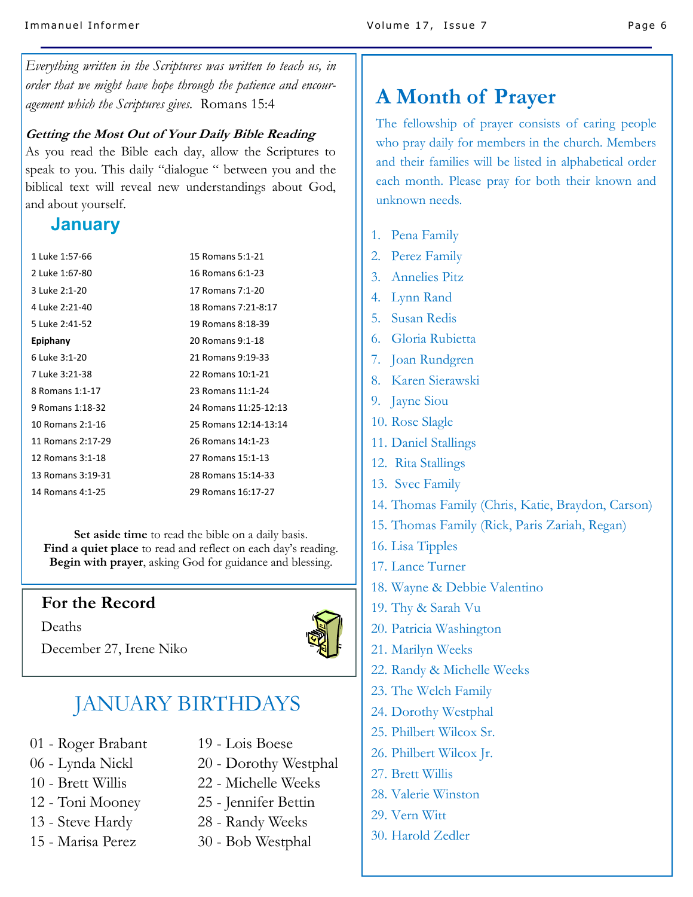*Everything written in the Scriptures was written to teach us, in order that we might have hope through the patience and encouragement which the Scriptures gives.* Romans 15:4

***Getting the Most Out of Your Daily Bible Reading***

As you read the Bible each day, allow the Scriptures to speak to you. This daily "dialogue " between you and the biblical text will reveal new understandings about God, and about yourself.

## January

1 Luke 1:57-66
2 Luke 1:67-80
3 Luke 2:1-20
4 Luke 2:21-40
5 Luke 2:41-52
**Epiphany**
6 Luke 3:1-20
7 Luke 3:21-38
8 Romans 1:1-17
9 Romans 1:18-32
10 Romans 2:1-16
11 Romans 2:17-29
12 Romans 3:1-18
13 Romans 3:19-31
14 Romans 4:1-25
15 Romans 5:1-21
16 Romans 6:1-23
17 Romans 7:1-20
18 Romans 7:21-8:17
19 Romans 8:18-39
20 Romans 9:1-18
21 Romans 9:19-33
22 Romans 10:1-21
23 Romans 11:1-24
24 Romans 11:25-12:13
25 Romans 12:14-13:14
26 Romans 14:1-23
27 Romans 15:1-13
28 Romans 15:14-33
29 Romans 16:17-27

**Set aside time** to read the bible on a daily basis.
**Find a quiet place** to read and reflect on each day's reading.
**Begin with prayer**, asking God for guidance and blessing.

## For the Record

Deaths

December 27, Irene Niko

## JANUARY BIRTHDAYS

01 - Roger Brabant
06 - Lynda Nickl
10 - Brett Willis
12 - Toni Mooney
13 - Steve Hardy
15 - Marisa Perez
19 - Lois Boese
20 - Dorothy Westphal
22 - Michelle Weeks
25 - Jennifer Bettin
28 - Randy Weeks
30 - Bob Westphal

## A Month of Prayer

The fellowship of prayer consists of caring people who pray daily for members in the church. Members and their families will be listed in alphabetical order each month. Please pray for both their known and unknown needs.

1. Pena Family
2. Perez Family
3. Annelies Pitz
4. Lynn Rand
5. Susan Redis
6. Gloria Rubietta
7. Joan Rundgren
8. Karen Sierawski
9. Jayne Siou
10. Rose Slagle
11. Daniel Stallings
12. Rita Stallings
13. Svec Family
14. Thomas Family (Chris, Katie, Braydon, Carson)
15. Thomas Family (Rick, Paris Zariah, Regan)
16. Lisa Tipples
17. Lance Turner
18. Wayne & Debbie Valentino
19. Thy & Sarah Vu
20. Patricia Washington
21. Marilyn Weeks
22. Randy & Michelle Weeks
23. The Welch Family
24. Dorothy Westphal
25. Philbert Wilcox Sr.
26. Philbert Wilcox Jr.
27. Brett Willis
28. Valerie Winston
29. Vern Witt
30. Harold Zedler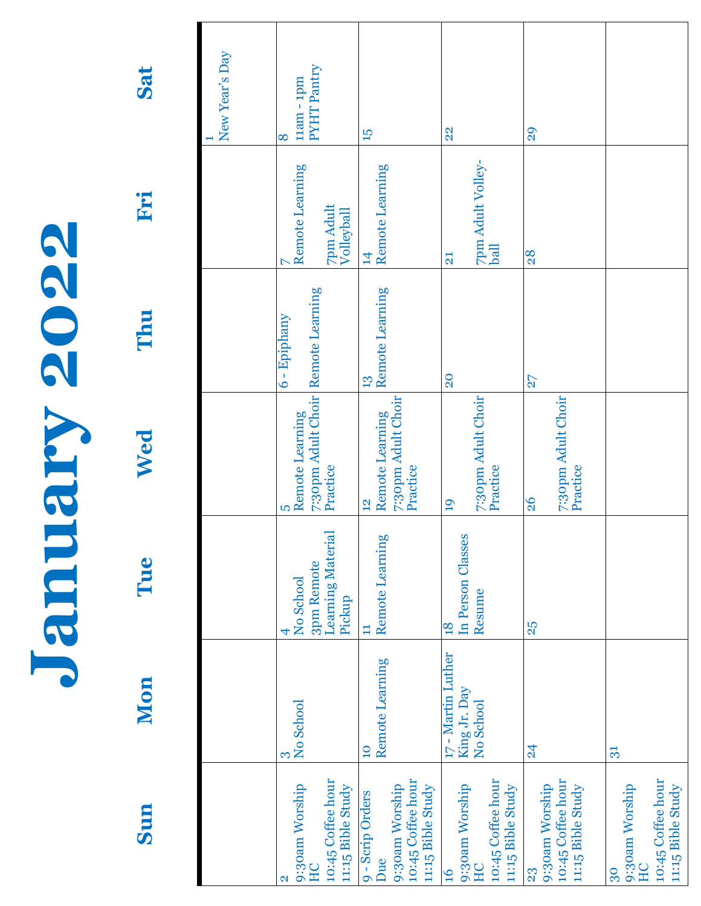# January 2022

| Sun | Mon | Tue | Wed | Thu | Fri | Sat |
|---|---|---|---|---|---|---|
| | | | | | | 1 New Year's Day |
| 2 9:30am Worship HC 10:45 Coffee hour 11:15 Bible Study | 3 No School | 4 No School 3pm Remote Learning Material Pickup | 5 Remote Learning 7:30pm Adult Choir Practice | 6 - Epiphany Remote Learning | 7 Remote Learning 7pm Adult Volleyball | 8 11am - 1pm PYHT Pantry |
| 9 - Scrip Orders Due 9:30am Worship 10:45 Coffee hour 11:15 Bible Study | 10 Remote Learning | 11 Remote Learning | 12 Remote Learning 7:30pm Adult Choir Practice | 13 Remote Learning | 14 Remote Learning | 15 |
| 16 9:30am Worship HC 10:45 Coffee hour 11:15 Bible Study | 17 - Martin Luther King Jr. Day No School | 18 In Person Classes Resume | 19 7:30pm Adult Choir Practice | 20 | 21 7pm Adult Volleyball | 22 |
| 23 9:30am Worship 10:45 Coffee hour 11:15 Bible Study | 24 | 25 | 26 7:30pm Adult Choir Practice | 27 | 28 | 29 |
| 30 9:30am Worship HC 10:45 Coffee hour 11:15 Bible Study | 31 | | | | | |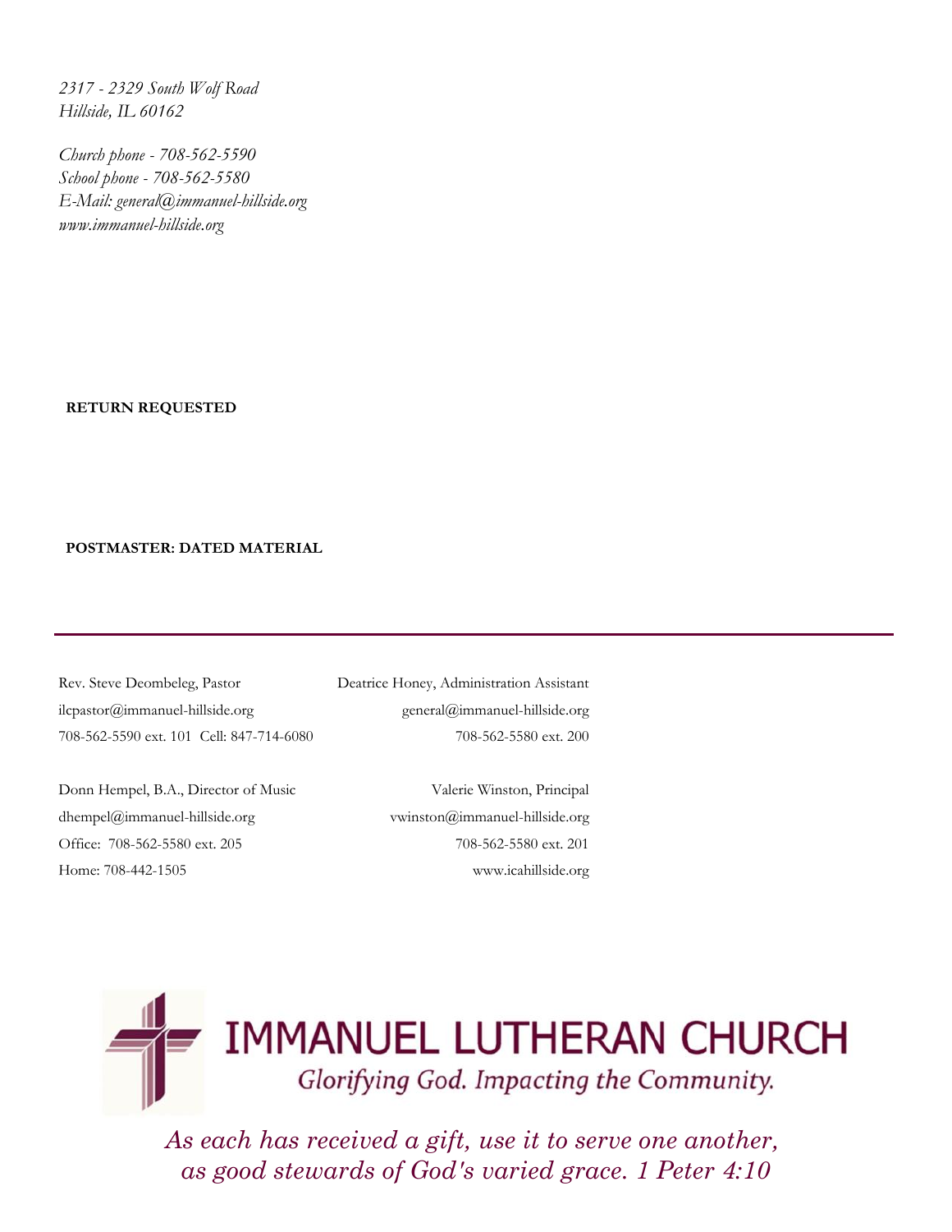*2317 - 2329 South Wolf Road*
*Hillside, IL 60162*

*Church phone - 708-562-5590*
*School phone - 708-562-5580*
*E-Mail: general@immanuel-hillside.org*
*www.immanuel-hillside.org*

**RETURN REQUESTED**

**POSTMASTER: DATED MATERIAL**

---

Rev. Steve Deombeleg, Pastor
ilcpastor@immanuel-hillside.org
708-562-5590 ext. 101 Cell: 847-714-6080

Deatrice Honey, Administration Assistant
general@immanuel-hillside.org
708-562-5580 ext. 200

Donn Hempel, B.A., Director of Music
dhempel@immanuel-hillside.org
Office: 708-562-5580 ext. 205
Home: 708-442-1505

Valerie Winston, Principal
vwinston@immanuel-hillside.org
708-562-5580 ext. 201
www.icahillside.org

IMMANUEL LUTHERAN CHURCH

*Glorifying God. Impacting the Community.*

*As each has received a gift, use it to serve one another, as good stewards of God's varied grace. 1 Peter 4:10*